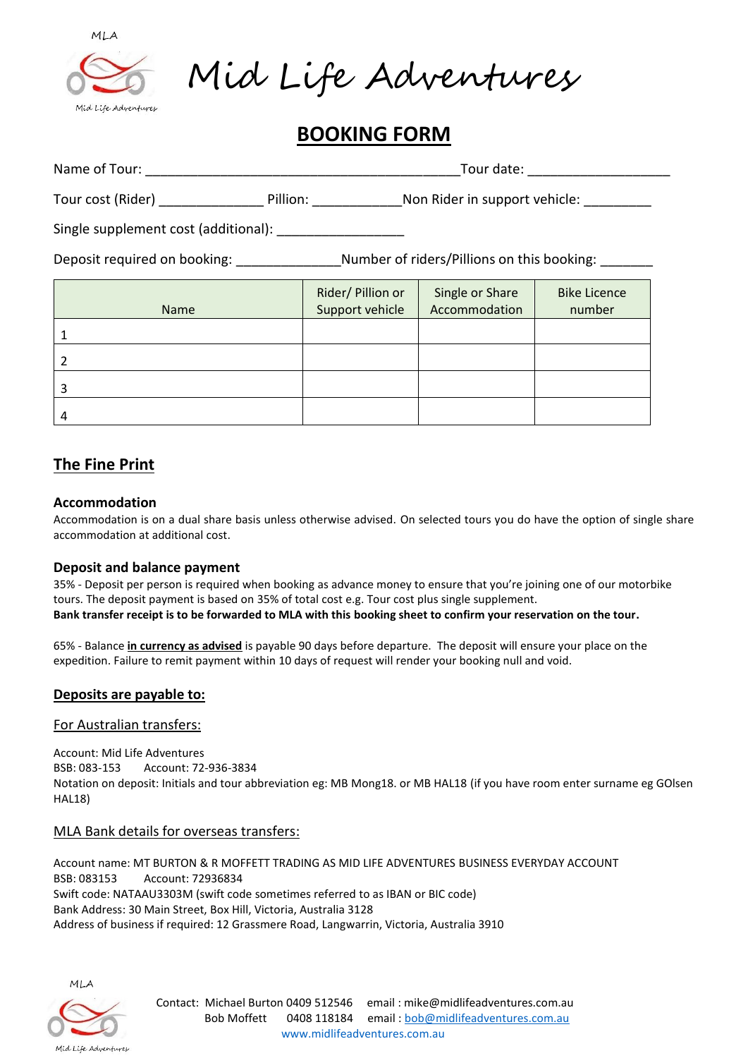MLA

Mid Life Adventures

# Mid Life Adventures

## BOOKING FORM

Name of Tour: ___________________________________________Tour date: ___________________

Tour cost (Rider) ______________ Pillion: ____________Non Rider in support vehicle: _________

Single supplement cost (additional): _________________

Deposit required on booking: ______________Number of riders/Pillions on this booking: _______

| Name | Rider/ Pillion or Support vehicle | Single or Share Accommodation | Bike Licence number |
|---|---|---|---|
| 1 | | | |
| 2 | | | |
| 3 | | | |
| 4 | | | |

## The Fine Print

### Accommodation

Accommodation is on a dual share basis unless otherwise advised. On selected tours you do have the option of single share accommodation at additional cost.

### Deposit and balance payment

35% - Deposit per person is required when booking as advance money to ensure that you're joining one of our motorbike tours. The deposit payment is based on 35% of total cost e.g. Tour cost plus single supplement.

**Bank transfer receipt is to be forwarded to MLA with this booking sheet to confirm your reservation on the tour.**

65% - Balance **in currency as advised** is payable 90 days before departure. The deposit will ensure your place on the expedition. Failure to remit payment within 10 days of request will render your booking null and void.

### Deposits are payable to:

For Australian transfers:

Account: Mid Life Adventures
BSB: 083-153 Account: 72-936-3834
Notation on deposit: Initials and tour abbreviation eg: MB Mong18. or MB HAL18 (if you have room enter surname eg GOlsen HAL18)

MLA Bank details for overseas transfers:

Account name: MT BURTON & R MOFFETT TRADING AS MID LIFE ADVENTURES BUSINESS EVERYDAY ACCOUNT
BSB: 083153 Account: 72936834
Swift code: NATAAU3303M (swift code sometimes referred to as IBAN or BIC code)
Bank Address: 30 Main Street, Box Hill, Victoria, Australia 3128
Address of business if required: 12 Grassmere Road, Langwarrin, Victoria, Australia 3910

MLA

Mid Life Adventures

Contact: Michael Burton 0409 512546 email : mike@midlifeadventures.com.au
Bob Moffett 0408 118184 email : bob@midlifeadventures.com.au
www.midlifeadventures.com.au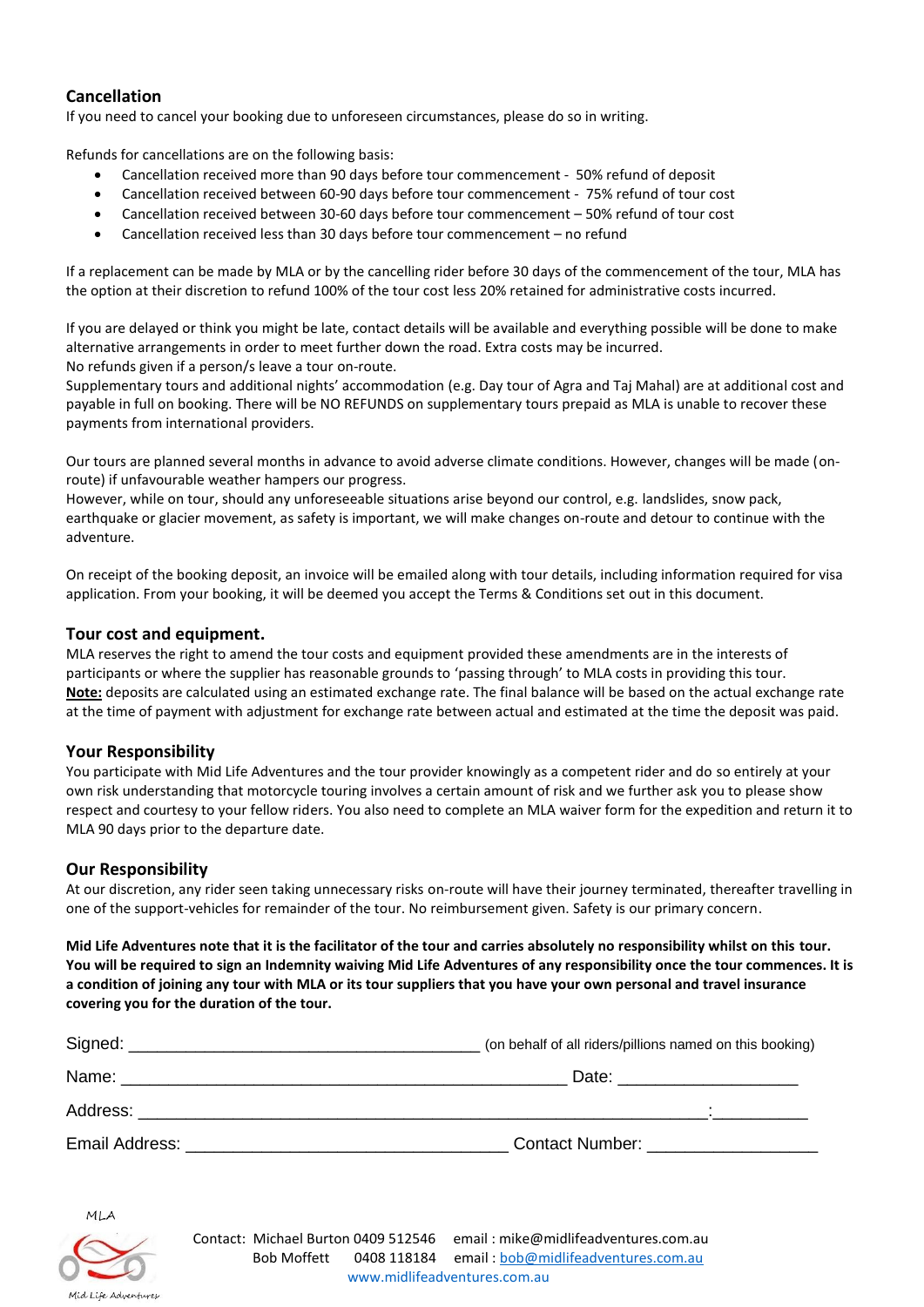## Cancellation

If you need to cancel your booking due to unforeseen circumstances, please do so in writing.

Refunds for cancellations are on the following basis:

- Cancellation received more than 90 days before tour commencement - 50% refund of deposit
- Cancellation received between 60-90 days before tour commencement - 75% refund of tour cost
- Cancellation received between 30-60 days before tour commencement – 50% refund of tour cost
- Cancellation received less than 30 days before tour commencement – no refund

If a replacement can be made by MLA or by the cancelling rider before 30 days of the commencement of the tour, MLA has the option at their discretion to refund 100% of the tour cost less 20% retained for administrative costs incurred.

If you are delayed or think you might be late, contact details will be available and everything possible will be done to make alternative arrangements in order to meet further down the road. Extra costs may be incurred.
No refunds given if a person/s leave a tour on-route.
Supplementary tours and additional nights' accommodation (e.g. Day tour of Agra and Taj Mahal) are at additional cost and payable in full on booking. There will be NO REFUNDS on supplementary tours prepaid as MLA is unable to recover these payments from international providers.

Our tours are planned several months in advance to avoid adverse climate conditions. However, changes will be made (on-route) if unfavourable weather hampers our progress.
However, while on tour, should any unforeseeable situations arise beyond our control, e.g. landslides, snow pack, earthquake or glacier movement, as safety is important, we will make changes on-route and detour to continue with the adventure.

On receipt of the booking deposit, an invoice will be emailed along with tour details, including information required for visa application. From your booking, it will be deemed you accept the Terms & Conditions set out in this document.

## Tour cost and equipment.

MLA reserves the right to amend the tour costs and equipment provided these amendments are in the interests of participants or where the supplier has reasonable grounds to 'passing through' to MLA costs in providing this tour.
**Note:** deposits are calculated using an estimated exchange rate. The final balance will be based on the actual exchange rate at the time of payment with adjustment for exchange rate between actual and estimated at the time the deposit was paid.

## Your Responsibility

You participate with Mid Life Adventures and the tour provider knowingly as a competent rider and do so entirely at your own risk understanding that motorcycle touring involves a certain amount of risk and we further ask you to please show respect and courtesy to your fellow riders. You also need to complete an MLA waiver form for the expedition and return it to MLA 90 days prior to the departure date.

## Our Responsibility

At our discretion, any rider seen taking unnecessary risks on-route will have their journey terminated, thereafter travelling in one of the support-vehicles for remainder of the tour. No reimbursement given. Safety is our primary concern.

**Mid Life Adventures note that it is the facilitator of the tour and carries absolutely no responsibility whilst on this tour. You will be required to sign an Indemnity waiving Mid Life Adventures of any responsibility once the tour commences. It is a condition of joining any tour with MLA or its tour suppliers that you have your own personal and travel insurance covering you for the duration of the tour.**

Signed: ________________________________________ (on behalf of all riders/pillions named on this booking)

Name: __________________________________________________ Date: ____________________

Address: _________________________________________________________________:___________

Email Address: ____________________________________ Contact Number: __________________

MLA
Mid Life Adventures

Contact: Michael Burton 0409 512546 email : mike@midlifeadventures.com.au
Bob Moffett 0408 118184 email : bob@midlifeadventures.com.au
www.midlifeadventures.com.au